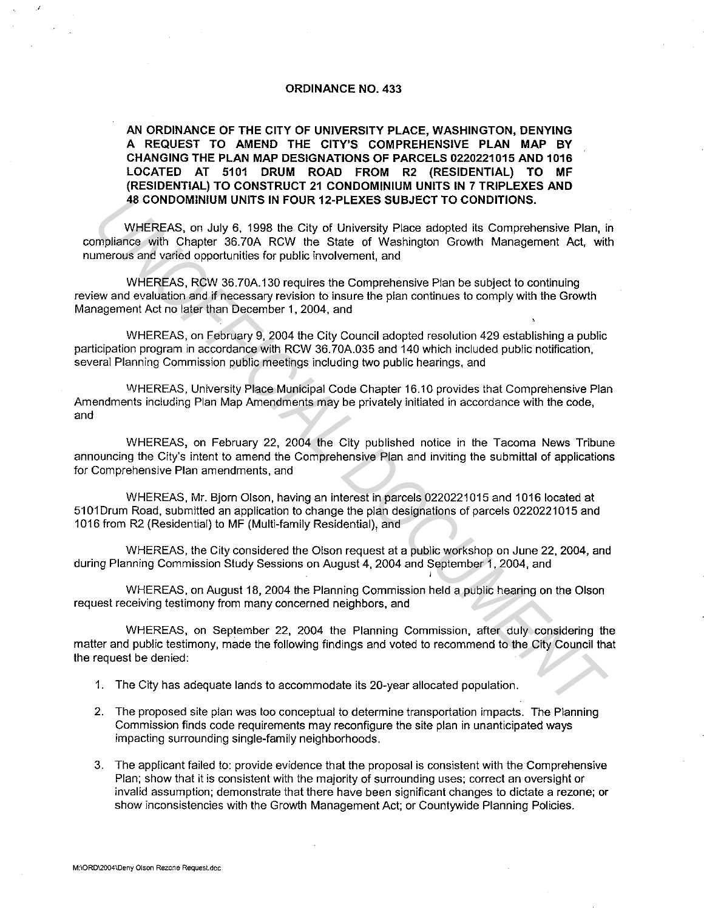# ORDINANCE NO. 433

**AN ORDINANCE OF THE CITY OF UNIVERSITY PLACE, WASHINGTON, DENYING A REQUEST TO AMEND THE CITY'S COMPREHENSIVE PLAN MAP BY CHANGING THE PLAN MAP DESIGNATIONS OF PARCELS 0220221015 AND 1016 LOCATED AT 5101 DRUM ROAD FROM R2 (RESIDENTIAL) TO MF (RESIDENTIAL) TO CONSTRUCT 21 CONDOMINIUM UNITS IN 7 TRIPLEXES AND 48 CONDOMINIUM UNITS IN FOUR 12-PLEXES SUBJECT TO CONDITIONS.**

WHEREAS, on July 6, 1998 the City of University Place adopted its Comprehensive Plan, in compliance with Chapter 36.70A RCW the State of Washington Growth Management Act, with numerous and varied opportunities for public involvement, and

WHEREAS, RCW 36.70A.130 requires the Comprehensive Plan be subject to continuing review and evaluation and if necessary revision to insure the plan continues to comply with the Growth Management Act no later than December 1, 2004, and

WHEREAS, on February 9, 2004 the City Council adopted resolution 429 establishing a public participation program in accordance with RCW 36.70A.035 and 140 which included public notification, several Planning Commission public meetings including two public hearings, and

WHEREAS, University Place Municipal Code Chapter 16.10 provides that Comprehensive Plan Amendments including Plan Map Amendments may be privately initiated in accordance with the code, and

WHEREAS, on February 22, 2004 the City published notice in the Tacoma News Tribune announcing the City's intent to amend the Comprehensive Plan and inviting the submittal of applications for Comprehensive Plan amendments, and

WHEREAS, Mr. Bjorn Olson, having an interest in parcels 0220221015 and 1016 located at 5101Drum Road, submitted an application to change the plan designations of parcels 0220221015 and 1016 from R2 (Residential) to MF (Multi-family Residential), and

WHEREAS, the City considered the Olson request at a public workshop on June 22, 2004, and during Planning Commission Study Sessions on August 4, 2004 and September 1, 2004, and

WHEREAS, on August 18, 2004 the Planning Commission held a public hearing on the Olson request receiving testimony from many concerned neighbors, and

WHEREAS, on September 22, 2004 the Planning Commission, after duly considering the matter and public testimony, made the following findings and voted to recommend to the City Council that the request be denied:

1. The City has adequate lands to accommodate its 20-year allocated population.
2. The proposed site plan was too conceptual to determine transportation impacts. The Planning Commission finds code requirements may reconfigure the site plan in unanticipated ways impacting surrounding single-family neighborhoods.
3. The applicant failed to: provide evidence that the proposal is consistent with the Comprehensive Plan; show that it is consistent with the majority of surrounding uses; correct an oversight or invalid assumption; demonstrate that there have been significant changes to dictate a rezone; or show inconsistencies with the Growth Management Act; or Countywide Planning Policies.

M:\ORD\2004\Deny Olson Rezone Request.doc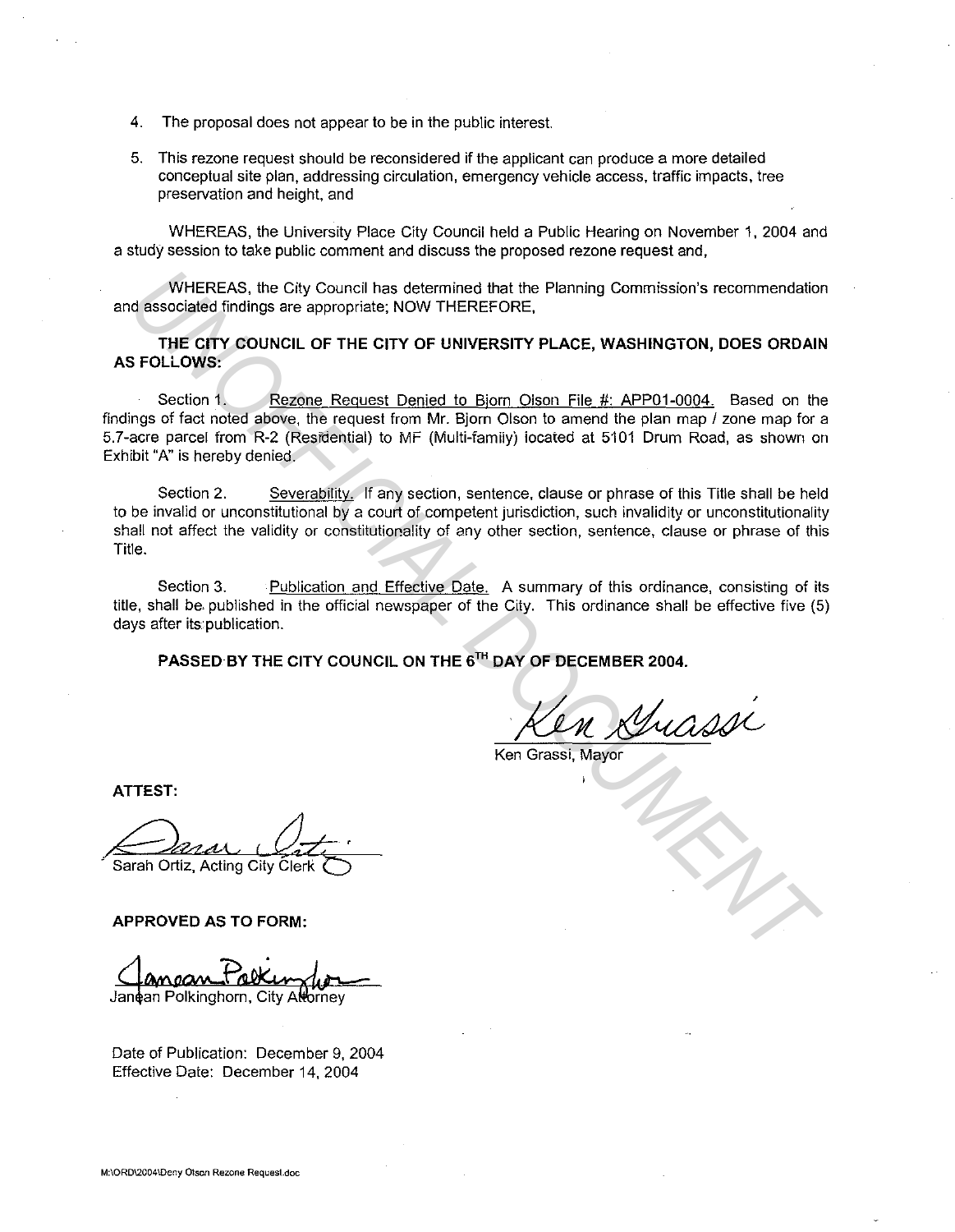4. The proposal does not appear to be in the public interest.

5. This rezone request should be reconsidered if the applicant can produce a more detailed conceptual site plan, addressing circulation, emergency vehicle access, traffic impacts, tree preservation and height, and

WHEREAS, the University Place City Council held a Public Hearing on November 1, 2004 and a study session to take public comment and discuss the proposed rezone request and,

WHEREAS, the City Council has determined that the Planning Commission's recommendation and associated findings are appropriate; NOW THEREFORE,

**THE CITY COUNCIL OF THE CITY OF UNIVERSITY PLACE, WASHINGTON, DOES ORDAIN AS FOLLOWS:**

Section 1. Rezone Request Denied to Bjorn Olson File #: APP01-0004. Based on the findings of fact noted above, the request from Mr. Bjorn Olson to amend the plan map / zone map for a 5.7-acre parcel from R-2 (Residential) to MF (Multi-family) located at 5101 Drum Road, as shown on Exhibit "A" is hereby denied.

Section 2. Severability. If any section, sentence, clause or phrase of this Title shall be held to be invalid or unconstitutional by a court of competent jurisdiction, such invalidity or unconstitutionality shall not affect the validity or constitutionality of any other section, sentence, clause or phrase of this Title.

Section 3. Publication and Effective Date. A summary of this ordinance, consisting of its title, shall be published in the official newspaper of the City. This ordinance shall be effective five (5) days after its publication.

**PASSED BY THE CITY COUNCIL ON THE 6TH DAY OF DECEMBER 2004.**

Ken Grassi, Mayor

**ATTEST:**

Sarah Ortiz, Acting City Clerk

**APPROVED AS TO FORM:**

Janean Polkinghorn, City Attorney

Date of Publication: December 9, 2004
Effective Date: December 14, 2004

M:\ORD\2004\Deny Olson Rezone Request.doc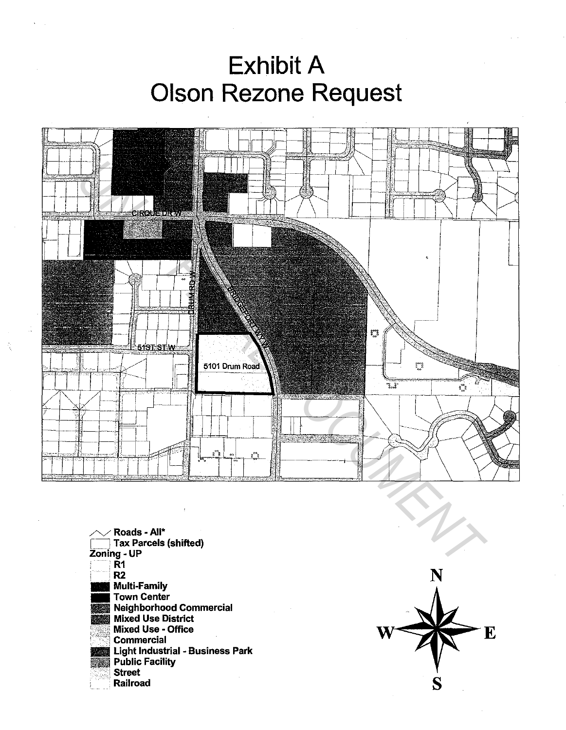# Exhibit A
# Olson Rezone Request

CIRQUE DR W

DRUM RD W

BRIDGEPORT WY W

51ST ST W

5101 Drum Road

Roads - All*

Tax Parcels (shifted)

Zoning - UP

R1

R2

Multi-Family

Town Center

Neighborhood Commercial

Mixed Use District

Mixed Use - Office

Commercial

Light Industrial - Business Park

Public Facility

Street

Railroad

N

W

E

S